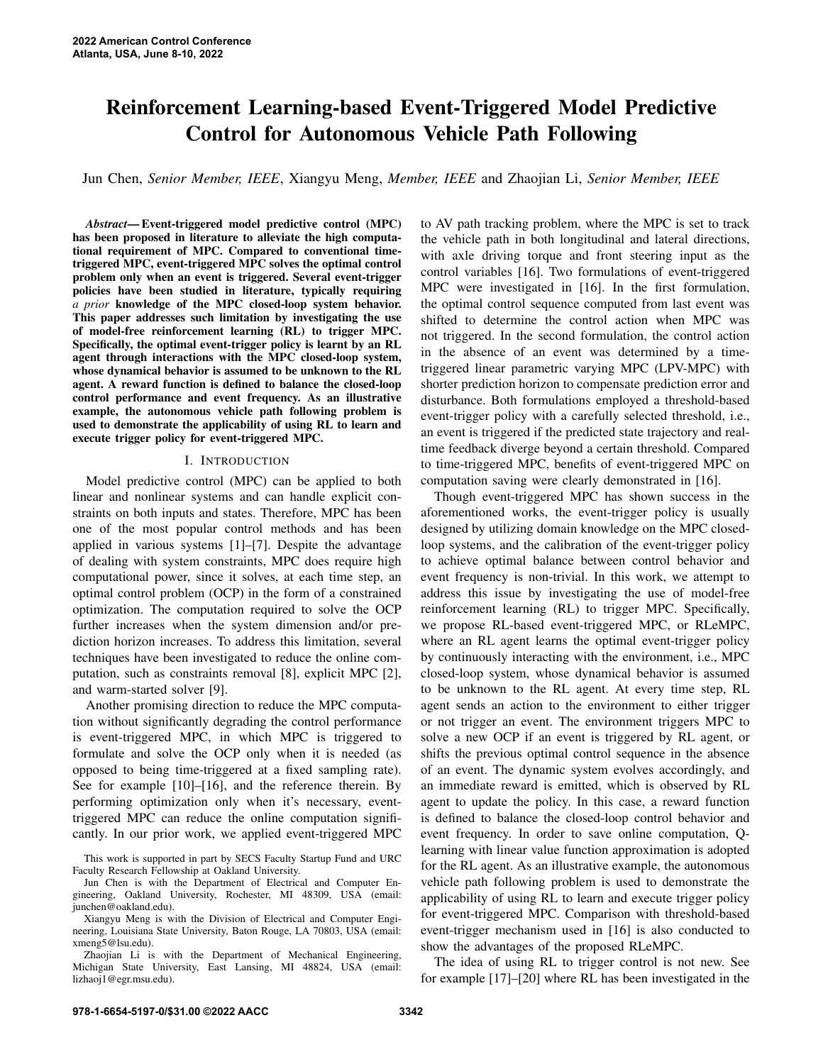# Reinforcement Learning-based Event-Triggered Model Predictive Control for Autonomous Vehicle Path Following

Jun Chen, *Senior Member, IEEE*, Xiangyu Meng, *Member, IEEE* and Zhaojian Li, *Senior Member, IEEE*

***Abstract*— Event-triggered model predictive control (MPC) has been proposed in literature to alleviate the high computational requirement of MPC. Compared to conventional time-triggered MPC, event-triggered MPC solves the optimal control problem only when an event is triggered. Several event-trigger policies have been studied in literature, typically requiring *a prior* knowledge of the MPC closed-loop system behavior. This paper addresses such limitation by investigating the use of model-free reinforcement learning (RL) to trigger MPC. Specifically, the optimal event-trigger policy is learnt by an RL agent through interactions with the MPC closed-loop system, whose dynamical behavior is assumed to be unknown to the RL agent. A reward function is defined to balance the closed-loop control performance and event frequency. As an illustrative example, the autonomous vehicle path following problem is used to demonstrate the applicability of using RL to learn and execute trigger policy for event-triggered MPC.**

## I. INTRODUCTION

Model predictive control (MPC) can be applied to both linear and nonlinear systems and can handle explicit constraints on both inputs and states. Therefore, MPC has been one of the most popular control methods and has been applied in various systems [1]–[7]. Despite the advantage of dealing with system constraints, MPC does require high computational power, since it solves, at each time step, an optimal control problem (OCP) in the form of a constrained optimization. The computation required to solve the OCP further increases when the system dimension and/or prediction horizon increases. To address this limitation, several techniques have been investigated to reduce the online computation, such as constraints removal [8], explicit MPC [2], and warm-started solver [9].

Another promising direction to reduce the MPC computation without significantly degrading the control performance is event-triggered MPC, in which MPC is triggered to formulate and solve the OCP only when it is needed (as opposed to being time-triggered at a fixed sampling rate). See for example [10]–[16], and the reference therein. By performing optimization only when it's necessary, event-triggered MPC can reduce the online computation significantly. In our prior work, we applied event-triggered MPC to AV path tracking problem, where the MPC is set to track the vehicle path in both longitudinal and lateral directions, with axle driving torque and front steering input as the control variables [16]. Two formulations of event-triggered MPC were investigated in [16]. In the first formulation, the optimal control sequence computed from last event was shifted to determine the control action when MPC was not triggered. In the second formulation, the control action in the absence of an event was determined by a time-triggered linear parametric varying MPC (LPV-MPC) with shorter prediction horizon to compensate prediction error and disturbance. Both formulations employed a threshold-based event-trigger policy with a carefully selected threshold, i.e., an event is triggered if the predicted state trajectory and real-time feedback diverge beyond a certain threshold. Compared to time-triggered MPC, benefits of event-triggered MPC on computation saving were clearly demonstrated in [16].

Though event-triggered MPC has shown success in the aforementioned works, the event-trigger policy is usually designed by utilizing domain knowledge on the MPC closed-loop systems, and the calibration of the event-trigger policy to achieve optimal balance between control behavior and event frequency is non-trivial. In this work, we attempt to address this issue by investigating the use of model-free reinforcement learning (RL) to trigger MPC. Specifically, we propose RL-based event-triggered MPC, or RLeMPC, where an RL agent learns the optimal event-trigger policy by continuously interacting with the environment, i.e., MPC closed-loop system, whose dynamical behavior is assumed to be unknown to the RL agent. At every time step, RL agent sends an action to the environment to either trigger or not trigger an event. The environment triggers MPC to solve a new OCP if an event is triggered by RL agent, or shifts the previous optimal control sequence in the absence of an event. The dynamic system evolves accordingly, and an immediate reward is emitted, which is observed by RL agent to update the policy. In this case, a reward function is defined to balance the closed-loop control behavior and event frequency. In order to save online computation, Q-learning with linear value function approximation is adopted for the RL agent. As an illustrative example, the autonomous vehicle path following problem is used to demonstrate the applicability of using RL to learn and execute trigger policy for event-triggered MPC. Comparison with threshold-based event-trigger mechanism used in [16] is also conducted to show the advantages of the proposed RLeMPC.

The idea of using RL to trigger control is not new. See for example [17]–[20] where RL has been investigated in the

This work is supported in part by SECS Faculty Startup Fund and URC Faculty Research Fellowship at Oakland University.

Jun Chen is with the Department of Electrical and Computer Engineering, Oakland University, Rochester, MI 48309, USA (email: junchen@oakland.edu).

Xiangyu Meng is with the Division of Electrical and Computer Engineering, Louisiana State University, Baton Rouge, LA 70803, USA (email: xmeng5@lsu.edu).

Zhaojian Li is with the Department of Mechanical Engineering, Michigan State University, East Lansing, MI 48824, USA (email: lizhaoj1@egr.msu.edu).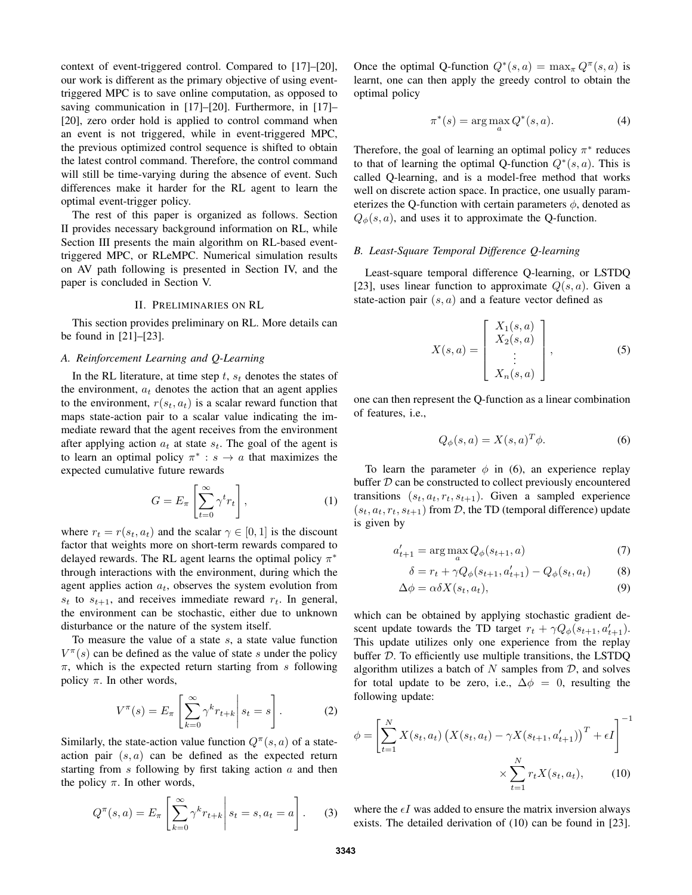context of event-triggered control. Compared to [17]–[20], our work is different as the primary objective of using event-triggered MPC is to save online computation, as opposed to saving communication in [17]–[20]. Furthermore, in [17]–[20], zero order hold is applied to control command when an event is not triggered, while in event-triggered MPC, the previous optimized control sequence is shifted to obtain the latest control command. Therefore, the control command will still be time-varying during the absence of event. Such differences make it harder for the RL agent to learn the optimal event-trigger policy.

The rest of this paper is organized as follows. Section II provides necessary background information on RL, while Section III presents the main algorithm on RL-based event-triggered MPC, or RLeMPC. Numerical simulation results on AV path following is presented in Section IV, and the paper is concluded in Section V.

## II. Preliminaries on RL

This section provides preliminary on RL. More details can be found in [21]–[23].

### A. Reinforcement Learning and Q-Learning

In the RL literature, at time step $t$, $s_t$ denotes the states of the environment, $a_t$ denotes the action that an agent applies to the environment, $r(s_t, a_t)$ is a scalar reward function that maps state-action pair to a scalar value indicating the immediate reward that the agent receives from the environment after applying action $a_t$ at state $s_t$. The goal of the agent is to learn an optimal policy $\pi^* : s \rightarrow a$ that maximizes the expected cumulative future rewards

$$G = E_\pi \left[ \sum_{t=0}^{\infty} \gamma^t r_t \right], \tag{1}$$

where $r_t = r(s_t, a_t)$ and the scalar $\gamma \in [0, 1]$ is the discount factor that weights more on short-term rewards compared to delayed rewards. The RL agent learns the optimal policy $\pi^*$ through interactions with the environment, during which the agent applies action $a_t$, observes the system evolution from $s_t$ to $s_{t+1}$, and receives immediate reward $r_t$. In general, the environment can be stochastic, either due to unknown disturbance or the nature of the system itself.

To measure the value of a state $s$, a state value function $V^\pi(s)$ can be defined as the value of state $s$ under the policy $\pi$, which is the expected return starting from $s$ following policy $\pi$. In other words,

$$V^\pi(s) = E_\pi \left[ \sum_{k=0}^{\infty} \gamma^k r_{t+k} \middle| s_t = s \right]. \tag{2}$$

Similarly, the state-action value function $Q^\pi(s, a)$ of a state-action pair $(s, a)$ can be defined as the expected return starting from $s$ following by first taking action $a$ and then the policy $\pi$. In other words,

$$Q^\pi(s, a) = E_\pi \left[ \sum_{k=0}^{\infty} \gamma^k r_{t+k} \middle| s_t = s, a_t = a \right]. \tag{3}$$

Once the optimal Q-function $Q^*(s, a) = \max_\pi Q^\pi(s, a)$ is learnt, one can then apply the greedy control to obtain the optimal policy

$$\pi^*(s) = \arg\max_a Q^*(s, a). \tag{4}$$

Therefore, the goal of learning an optimal policy $\pi^*$ reduces to that of learning the optimal Q-function $Q^*(s, a)$. This is called Q-learning, and is a model-free method that works well on discrete action space. In practice, one usually parameterizes the Q-function with certain parameters $\phi$, denoted as $Q_\phi(s, a)$, and uses it to approximate the Q-function.

### B. Least-Square Temporal Difference Q-learning

Least-square temporal difference Q-learning, or LSTDQ [23], uses linear function to approximate $Q(s, a)$. Given a state-action pair $(s, a)$ and a feature vector defined as

$$X(s, a) = \begin{bmatrix} X_1(s, a) \\ X_2(s, a) \\ \vdots \\ X_n(s, a) \end{bmatrix}, \tag{5}$$

one can then represent the Q-function as a linear combination of features, i.e.,

$$Q_\phi(s, a) = X(s, a)^T \phi. \tag{6}$$

To learn the parameter $\phi$ in (6), an experience replay buffer $\mathcal{D}$ can be constructed to collect previously encountered transitions $(s_t, a_t, r_t, s_{t+1})$. Given a sampled experience $(s_t, a_t, r_t, s_{t+1})$ from $\mathcal{D}$, the TD (temporal difference) update is given by

$$a'_{t+1} = \arg\max_a Q_\phi(s_{t+1}, a) \tag{7}$$

$$\delta = r_t + \gamma Q_\phi(s_{t+1}, a'_{t+1}) - Q_\phi(s_t, a_t) \tag{8}$$

$$\Delta\phi = \alpha \delta X(s_t, a_t), \tag{9}$$

which can be obtained by applying stochastic gradient descent update towards the TD target $r_t + \gamma Q_\phi(s_{t+1}, a'_{t+1})$. This update utilizes only one experience from the replay buffer $\mathcal{D}$. To efficiently use multiple transitions, the LSTDQ algorithm utilizes a batch of $N$ samples from $\mathcal{D}$, and solves for total update to be zero, i.e., $\Delta\phi = 0$, resulting the following update:

$$\phi = \left[ \sum_{t=1}^{N} X(s_t, a_t) \left( X(s_t, a_t) - \gamma X(s_{t+1}, a'_{t+1}) \right)^T + \epsilon I \right]^{-1} \times \sum_{t=1}^{N} r_t X(s_t, a_t), \tag{10}$$

where the $\epsilon I$ was added to ensure the matrix inversion always exists. The detailed derivation of (10) can be found in [23].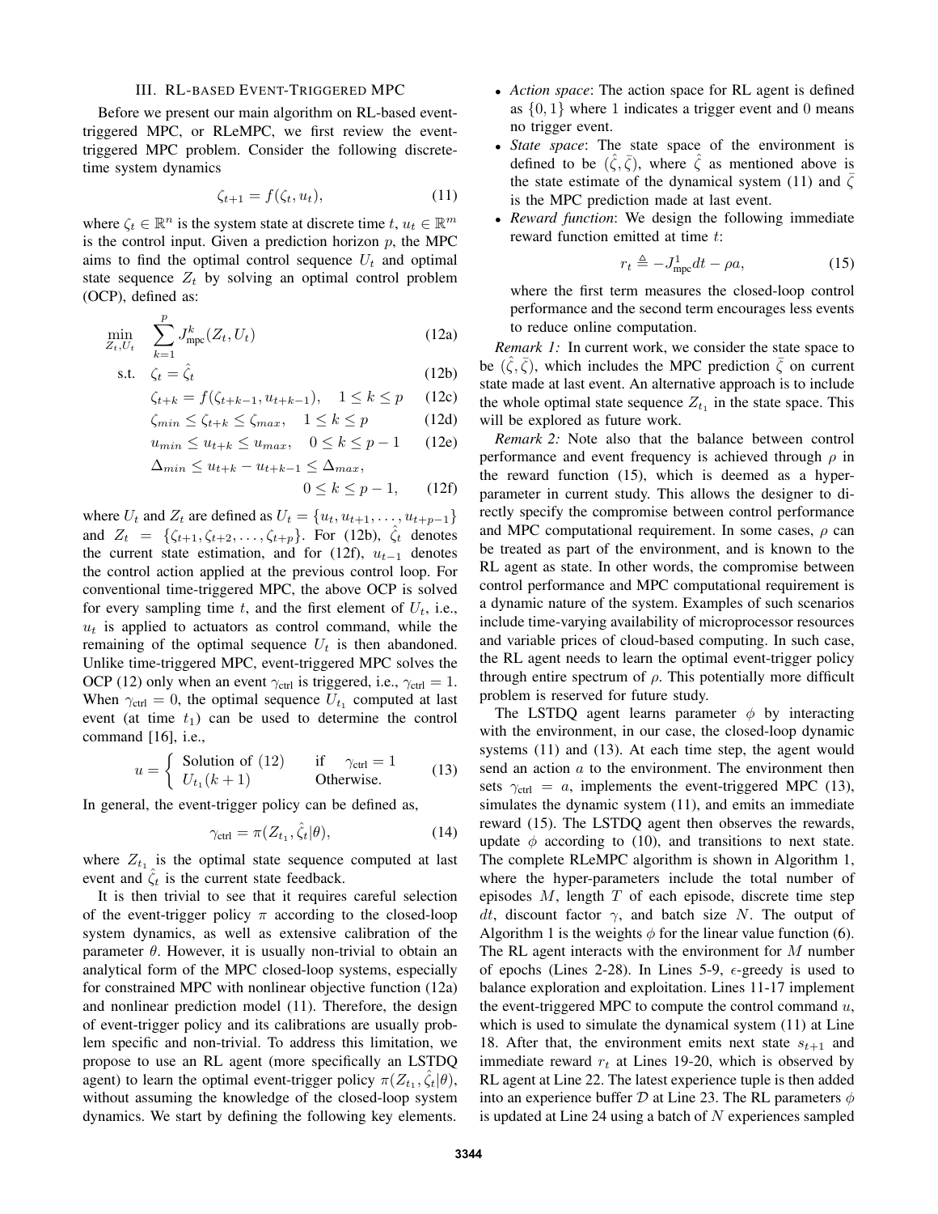## III. RL-BASED EVENT-TRIGGERED MPC

Before we present our main algorithm on RL-based event-triggered MPC, or RLeMPC, we first review the event-triggered MPC problem. Consider the following discrete-time system dynamics

$$\zeta_{t+1} = f(\zeta_t, u_t), \tag{11}$$

where $\zeta_t \in \mathbb{R}^n$ is the system state at discrete time $t$, $u_t \in \mathbb{R}^m$ is the control input. Given a prediction horizon $p$, the MPC aims to find the optimal control sequence $U_t$ and optimal state sequence $Z_t$ by solving an optimal control problem (OCP), defined as:

$$\min_{Z_t, U_t} \quad \sum_{k=1}^{p} J_{\text{mpc}}^k(Z_t, U_t) \tag{12a}$$

$$\text{s.t.} \quad \zeta_t = \hat{\zeta}_t \tag{12b}$$

$$\zeta_{t+k} = f(\zeta_{t+k-1}, u_{t+k-1}), \quad 1 \leq k \leq p \tag{12c}$$

$$\zeta_{min} \leq \zeta_{t+k} \leq \zeta_{max}, \quad 1 \leq k \leq p \tag{12d}$$

$$u_{min} \leq u_{t+k} \leq u_{max}, \quad 0 \leq k \leq p-1 \tag{12e}$$

$$\Delta_{min} \leq u_{t+k} - u_{t+k-1} \leq \Delta_{max}, \quad 0 \leq k \leq p-1, \tag{12f}$$

where $U_t$ and $Z_t$ are defined as $U_t = \{u_t, u_{t+1}, \ldots, u_{t+p-1}\}$ and $Z_t = \{\zeta_{t+1}, \zeta_{t+2}, \ldots, \zeta_{t+p}\}$. For (12b), $\hat{\zeta}_t$ denotes the current state estimation, and for (12f), $u_{t-1}$ denotes the control action applied at the previous control loop. For conventional time-triggered MPC, the above OCP is solved for every sampling time $t$, and the first element of $U_t$, i.e., $u_t$ is applied to actuators as control command, while the remaining of the optimal sequence $U_t$ is then abandoned. Unlike time-triggered MPC, event-triggered MPC solves the OCP (12) only when an event $\gamma_{\text{ctrl}}$ is triggered, i.e., $\gamma_{\text{ctrl}} = 1$. When $\gamma_{\text{ctrl}} = 0$, the optimal sequence $U_{t_1}$ computed at last event (at time $t_1$) can be used to determine the control command [16], i.e.,

$$u = \begin{cases} \text{Solution of (12)} & \text{if} \quad \gamma_{\text{ctrl}} = 1 \\ U_{t_1}(k+1) & \text{Otherwise.} \end{cases} \tag{13}$$

In general, the event-trigger policy can be defined as,

$$\gamma_{\text{ctrl}} = \pi(Z_{t_1}, \hat{\zeta}_t | \theta), \tag{14}$$

where $Z_{t_1}$ is the optimal state sequence computed at last event and $\hat{\zeta}_t$ is the current state feedback.

It is then trivial to see that it requires careful selection of the event-trigger policy $\pi$ according to the closed-loop system dynamics, as well as extensive calibration of the parameter $\theta$. However, it is usually non-trivial to obtain an analytical form of the MPC closed-loop systems, especially for constrained MPC with nonlinear objective function (12a) and nonlinear prediction model (11). Therefore, the design of event-trigger policy and its calibrations are usually problem specific and non-trivial. To address this limitation, we propose to use an RL agent (more specifically an LSTDQ agent) to learn the optimal event-trigger policy $\pi(Z_{t_1}, \hat{\zeta}_t | \theta)$, without assuming the knowledge of the closed-loop system dynamics. We start by defining the following key elements.

- *Action space*: The action space for RL agent is defined as $\{0, 1\}$ where 1 indicates a trigger event and 0 means no trigger event.
- *State space*: The state space of the environment is defined to be $(\hat{\zeta}, \bar{\zeta})$, where $\hat{\zeta}$ as mentioned above is the state estimate of the dynamical system (11) and $\bar{\zeta}$ is the MPC prediction made at last event.
- *Reward function*: We design the following immediate reward function emitted at time $t$:

$$r_t \triangleq -J_{\text{mpc}}^1 dt - \rho a, \tag{15}$$

where the first term measures the closed-loop control performance and the second term encourages less events to reduce online computation.

*Remark 1:* In current work, we consider the state space to be $(\hat{\zeta}, \bar{\zeta})$, which includes the MPC prediction $\bar{\zeta}$ on current state made at last event. An alternative approach is to include the whole optimal state sequence $Z_{t_1}$ in the state space. This will be explored as future work.

*Remark 2:* Note also that the balance between control performance and event frequency is achieved through $\rho$ in the reward function (15), which is deemed as a hyper-parameter in current study. This allows the designer to directly specify the compromise between control performance and MPC computational requirement. In some cases, $\rho$ can be treated as part of the environment, and is known to the RL agent as state. In other words, the compromise between control performance and MPC computational requirement is a dynamic nature of the system. Examples of such scenarios include time-varying availability of microprocessor resources and variable prices of cloud-based computing. In such case, the RL agent needs to learn the optimal event-trigger policy through entire spectrum of $\rho$. This potentially more difficult problem is reserved for future study.

The LSTDQ agent learns parameter $\phi$ by interacting with the environment, in our case, the closed-loop dynamic systems (11) and (13). At each time step, the agent would send an action $a$ to the environment. The environment then sets $\gamma_{\text{ctrl}} = a$, implements the event-triggered MPC (13), simulates the dynamic system (11), and emits an immediate reward (15). The LSTDQ agent then observes the rewards, update $\phi$ according to (10), and transitions to next state. The complete RLeMPC algorithm is shown in Algorithm 1, where the hyper-parameters include the total number of episodes $M$, length $T$ of each episode, discrete time step $dt$, discount factor $\gamma$, and batch size $N$. The output of Algorithm 1 is the weights $\phi$ for the linear value function (6). The RL agent interacts with the environment for $M$ number of epochs (Lines 2-28). In Lines 5-9, $\epsilon$-greedy is used to balance exploration and exploitation. Lines 11-17 implement the event-triggered MPC to compute the control command $u$, which is used to simulate the dynamical system (11) at Line 18. After that, the environment emits next state $s_{t+1}$ and immediate reward $r_t$ at Lines 19-20, which is observed by RL agent at Line 22. The latest experience tuple is then added into an experience buffer $\mathcal{D}$ at Line 23. The RL parameters $\phi$ is updated at Line 24 using a batch of $N$ experiences sampled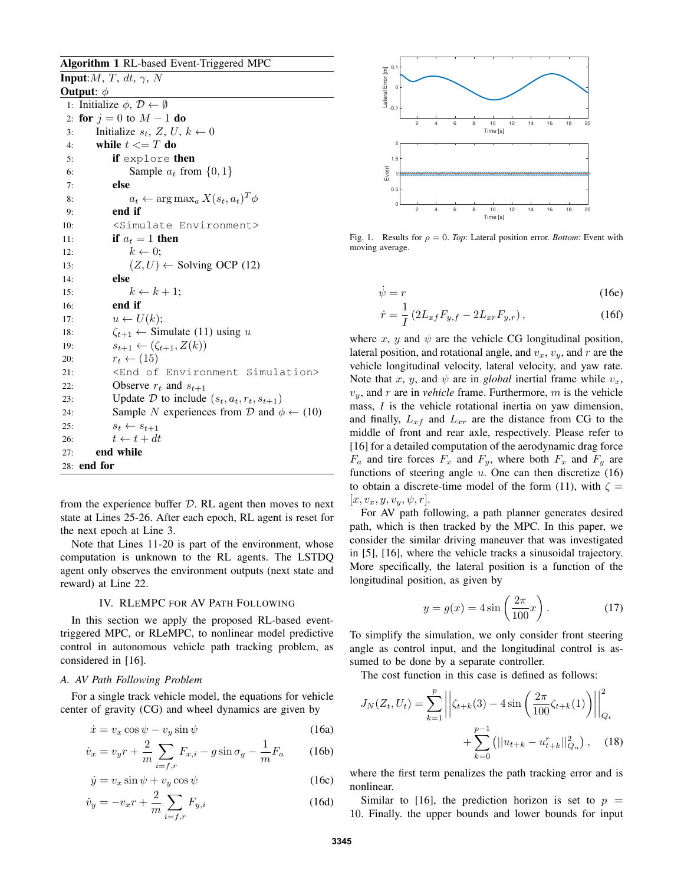**Algorithm 1** RL-based Event-Triggered MPC

**Input**: $M$, $T$, $dt$, $\gamma$, $N$
**Output**: $\phi$

```
1:  Initialize φ, D ← ∅
2:  for j = 0 to M − 1 do
3:      Initialize s_t, Z, U, k ← 0
4:      while t <= T do
5:          if explore then
6:              Sample a_t from {0, 1}
7:          else
8:              a_t ← arg max_a X(s_t, a_t)^T φ
9:          end if
10:         <Simulate Environment>
11:         if a_t = 1 then
12:             k ← 0;
13:             (Z, U) ← Solving OCP (12)
14:         else
15:             k ← k + 1;
16:         end if
17:         u ← U(k);
18:         ζ_{t+1} ← Simulate (11) using u
19:         s_{t+1} ← (ζ_{t+1}, Z(k))
20:         r_t ← (15)
21:         <End of Environment Simulation>
22:         Observe r_t and s_{t+1}
23:         Update D to include (s_t, a_t, r_t, s_{t+1})
24:         Sample N experiences from D and φ ← (10)
25:         s_t ← s_{t+1}
26:         t ← t + dt
27:     end while
28: end for
```

from the experience buffer $\mathcal{D}$. RL agent then moves to next state at Lines 25-26. After each epoch, RL agent is reset for the next epoch at Line 3.

Note that Lines 11-20 is part of the environment, whose computation is unknown to the RL agents. The LSTDQ agent only observes the environment outputs (next state and reward) at Line 22.

## IV. RLeMPC for AV Path Following

In this section we apply the proposed RL-based event-triggered MPC, or RLeMPC, to nonlinear model predictive control in autonomous vehicle path tracking problem, as considered in [16].

### A. AV Path Following Problem

For a single track vehicle model, the equations for vehicle center of gravity (CG) and wheel dynamics are given by

$$\dot{x} = v_x \cos\psi - v_y \sin\psi \tag{16a}$$

$$\dot{v}_x = v_y r + \frac{2}{m}\sum_{i=f,r} F_{x,i} - g\sin\sigma_g - \frac{1}{m}F_a \tag{16b}$$

$$\dot{y} = v_x \sin\psi + v_y \cos\psi \tag{16c}$$

$$\dot{v}_y = -v_x r + \frac{2}{m}\sum_{i=f,r} F_{y,i} \tag{16d}$$

Fig. 1. Results for $\rho = 0$. *Top*: Lateral position error. *Bottom*: Event with moving average.

$$\dot{\psi} = r \tag{16e}$$

$$\dot{r} = \frac{1}{I}\left(2L_{xf}F_{y,f} - 2L_{xr}F_{y,r}\right), \tag{16f}$$

where $x$, $y$ and $\psi$ are the vehicle CG longitudinal position, lateral position, and rotational angle, and $v_x$, $v_y$, and $r$ are the vehicle longitudinal velocity, lateral velocity, and yaw rate. Note that $x$, $y$, and $\psi$ are in *global* inertial frame while $v_x$, $v_y$, and $r$ are in *vehicle* frame. Furthermore, $m$ is the vehicle mass, $I$ is the vehicle rotational inertia on yaw dimension, and finally, $L_{xf}$ and $L_{xr}$ are the distance from CG to the middle of front and rear axle, respectively. Please refer to [16] for a detailed computation of the aerodynamic drag force $F_a$ and tire forces $F_x$ and $F_y$, where both $F_x$ and $F_y$ are functions of steering angle $u$. One can then discretize (16) to obtain a discrete-time model of the form (11), with $\zeta = [x, v_x, y, v_y, \psi, r]$.

For AV path following, a path planner generates desired path, which is then tracked by the MPC. In this paper, we consider the similar driving maneuver that was investigated in [5], [16], where the vehicle tracks a sinusoidal trajectory. More specifically, the lateral position is a function of the longitudinal position, as given by

$$y = g(x) = 4\sin\left(\frac{2\pi}{100}x\right). \tag{17}$$

To simplify the simulation, we only consider front steering angle as control input, and the longitudinal control is assumed to be done by a separate controller.

The cost function in this case is defined as follows:

$$J_N(Z_t, U_t) = \sum_{k=1}^{p}\left|\left|\zeta_{t+k}(3) - 4\sin\left(\frac{2\pi}{100}\zeta_{t+k}(1)\right)\right|\right|^2_{Q_t} + \sum_{k=0}^{p-1}\left(||u_{t+k} - u^r_{t+k}||^2_{Q_u}\right), \tag{18}$$

where the first term penalizes the path tracking error and is nonlinear.

Similar to [16], the prediction horizon is set to $p = 10$. Finally. the upper bounds and lower bounds for input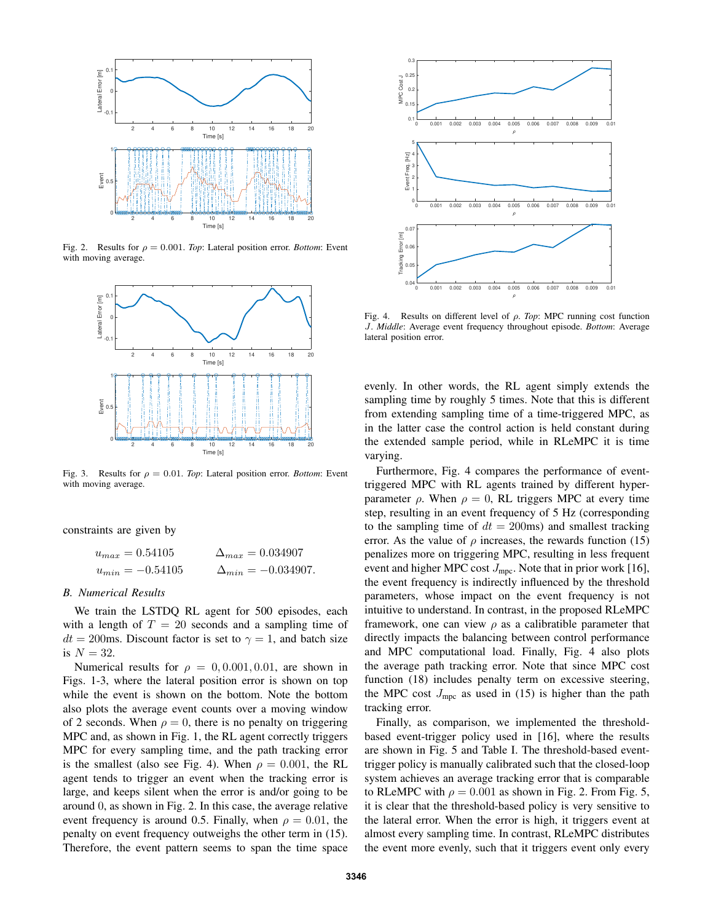Fig. 2. Results for $\rho = 0.001$. *Top*: Lateral position error. *Bottom*: Event with moving average.

Fig. 3. Results for $\rho = 0.01$. *Top*: Lateral position error. *Bottom*: Event with moving average.

constraints are given by

$$u_{max} = 0.54105 \qquad \Delta_{max} = 0.034907$$
$$u_{min} = -0.54105 \qquad \Delta_{min} = -0.034907.$$

### B. Numerical Results

We train the LSTDQ RL agent for 500 episodes, each with a length of $T = 20$ seconds and a sampling time of $dt = 200$ms. Discount factor is set to $\gamma = 1$, and batch size is $N = 32$.

Numerical results for $\rho = 0, 0.001, 0.01$, are shown in Figs. 1-3, where the lateral position error is shown on top while the event is shown on the bottom. Note the bottom also plots the average event counts over a moving window of 2 seconds. When $\rho = 0$, there is no penalty on triggering MPC and, as shown in Fig. 1, the RL agent correctly triggers MPC for every sampling time, and the path tracking error is the smallest (also see Fig. 4). When $\rho = 0.001$, the RL agent tends to trigger an event when the tracking error is large, and keeps silent when the error is and/or going to be around 0, as shown in Fig. 2. In this case, the average relative event frequency is around 0.5. Finally, when $\rho = 0.01$, the penalty on event frequency outweighs the other term in (15). Therefore, the event pattern seems to span the time space evenly. In other words, the RL agent simply extends the sampling time by roughly 5 times. Note that this is different from extending sampling time of a time-triggered MPC, as in the latter case the control action is held constant during the extended sample period, while in RLeMPC it is time varying.

Fig. 4. Results on different level of $\rho$. *Top*: MPC running cost function $J$. *Middle*: Average event frequency throughout episode. *Bottom*: Average lateral position error.

Furthermore, Fig. 4 compares the performance of event-triggered MPC with RL agents trained by different hyper-parameter $\rho$. When $\rho = 0$, RL triggers MPC at every time step, resulting in an event frequency of 5 Hz (corresponding to the sampling time of $dt = 200$ms) and smallest tracking error. As the value of $\rho$ increases, the rewards function (15) penalizes more on triggering MPC, resulting in less frequent event and higher MPC cost $J_{\text{mpc}}$. Note that in prior work [16], the event frequency is indirectly influenced by the threshold parameters, whose impact on the event frequency is not intuitive to understand. In contrast, in the proposed RLeMPC framework, one can view $\rho$ as a calibratable parameter that directly impacts the balancing between control performance and MPC computational load. Finally, Fig. 4 also plots the average path tracking error. Note that since MPC cost function (18) includes penalty term on excessive steering, the MPC cost $J_{\text{mpc}}$ as used in (15) is higher than the path tracking error.

Finally, as comparison, we implemented the threshold-based event-trigger policy used in [16], where the results are shown in Fig. 5 and Table I. The threshold-based event-trigger policy is manually calibrated such that the closed-loop system achieves an average tracking error that is comparable to RLeMPC with $\rho = 0.001$ as shown in Fig. 2. From Fig. 5, it is clear that the threshold-based policy is very sensitive to the lateral error. When the error is high, it triggers event at almost every sampling time. In contrast, RLeMPC distributes the event more evenly, such that it triggers event only every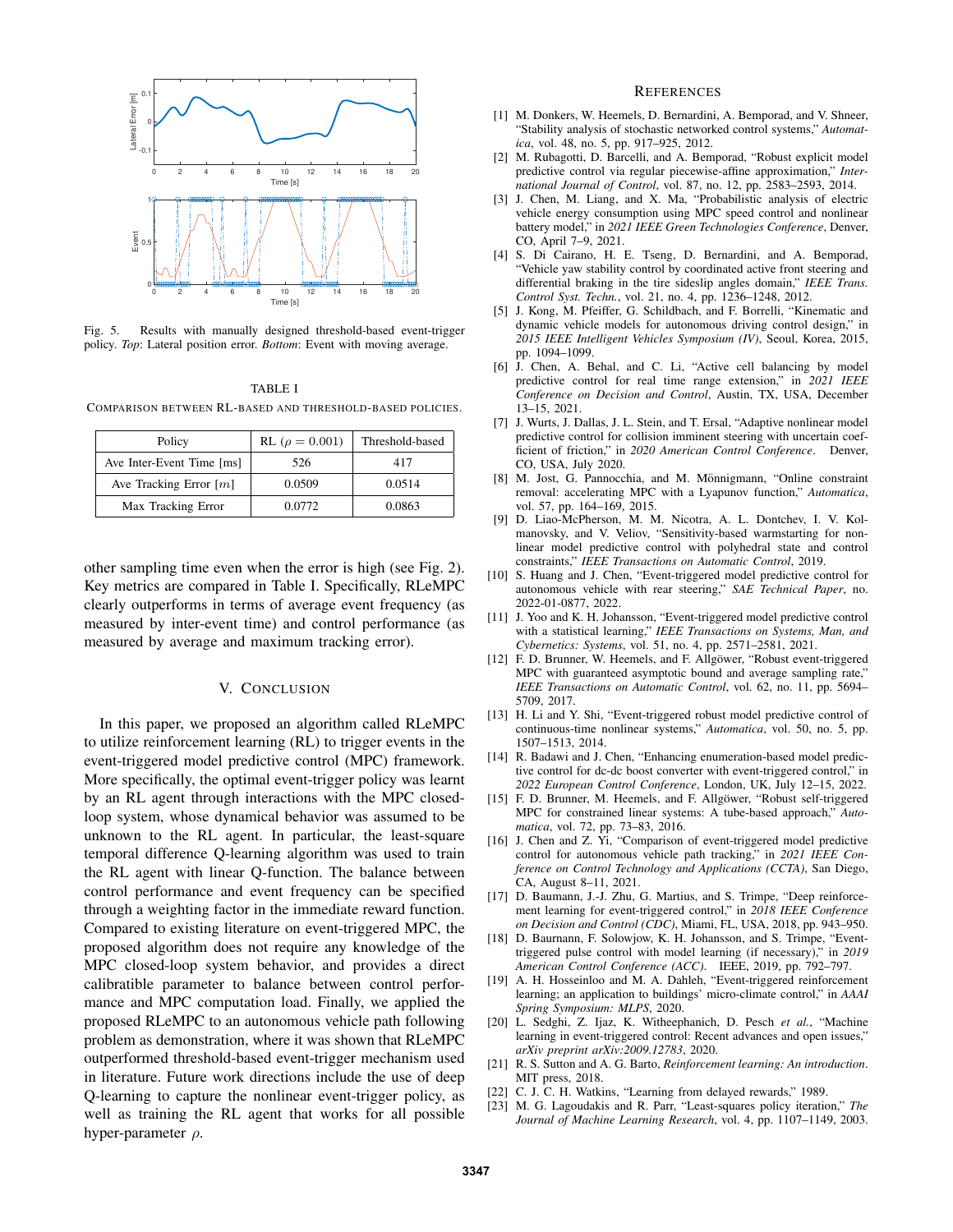Lateral Error [m]

0.1
0
-0.1

0 2 4 6 8 10 12 14 16 18 20

Time [s]

Event

1
0.5
0

0 2 4 6 8 10 12 14 16 18 20

Time [s]

Fig. 5. Results with manually designed threshold-based event-trigger policy. *Top*: Lateral position error. *Bottom*: Event with moving average.

TABLE I

COMPARISON BETWEEN RL-BASED AND THRESHOLD-BASED POLICIES.

| Policy | RL ($\rho = 0.001$) | Threshold-based |
|---|---|---|
| Ave Inter-Event Time [ms] | 526 | 417 |
| Ave Tracking Error [$m$] | 0.0509 | 0.0514 |
| Max Tracking Error | 0.0772 | 0.0863 |

other sampling time even when the error is high (see Fig. 2). Key metrics are compared in Table I. Specifically, RLeMPC clearly outperforms in terms of average event frequency (as measured by inter-event time) and control performance (as measured by average and maximum tracking error).

## V. CONCLUSION

In this paper, we proposed an algorithm called RLeMPC to utilize reinforcement learning (RL) to trigger events in the event-triggered model predictive control (MPC) framework. More specifically, the optimal event-trigger policy was learnt by an RL agent through interactions with the MPC closed-loop system, whose dynamical behavior was assumed to be unknown to the RL agent. In particular, the least-square temporal difference Q-learning algorithm was used to train the RL agent with linear Q-function. The balance between control performance and event frequency can be specified through a weighting factor in the immediate reward function. Compared to existing literature on event-triggered MPC, the proposed algorithm does not require any knowledge of the MPC closed-loop system behavior, and provides a direct calibratible parameter to balance between control performance and MPC computation load. Finally, we applied the proposed RLeMPC to an autonomous vehicle path following problem as demonstration, where it was shown that RLeMPC outperformed threshold-based event-trigger mechanism used in literature. Future work directions include the use of deep Q-learning to capture the nonlinear event-trigger policy, as well as training the RL agent that works for all possible hyper-parameter $\rho$.

## REFERENCES

[1] M. Donkers, W. Heemels, D. Bernardini, A. Bemporad, and V. Shneer, "Stability analysis of stochastic networked control systems," *Automatica*, vol. 48, no. 5, pp. 917–925, 2012.

[2] M. Rubagotti, D. Barcelli, and A. Bemporad, "Robust explicit model predictive control via regular piecewise-affine approximation," *International Journal of Control*, vol. 87, no. 12, pp. 2583–2593, 2014.

[3] J. Chen, M. Liang, and X. Ma, "Probabilistic analysis of electric vehicle energy consumption using MPC speed control and nonlinear battery model," in *2021 IEEE Green Technologies Conference*, Denver, CO, April 7–9, 2021.

[4] S. Di Cairano, H. E. Tseng, D. Bernardini, and A. Bemporad, "Vehicle yaw stability control by coordinated active front steering and differential braking in the tire sideslip angles domain," *IEEE Trans. Control Syst. Techn.*, vol. 21, no. 4, pp. 1236–1248, 2012.

[5] J. Kong, M. Pfeiffer, G. Schildbach, and F. Borrelli, "Kinematic and dynamic vehicle models for autonomous driving control design," in *2015 IEEE Intelligent Vehicles Symposium (IV)*, Seoul, Korea, 2015, pp. 1094–1099.

[6] J. Chen, A. Behal, and C. Li, "Active cell balancing by model predictive control for real time range extension," in *2021 IEEE Conference on Decision and Control*, Austin, TX, USA, December 13–15, 2021.

[7] J. Wurts, J. Dallas, J. L. Stein, and T. Ersal, "Adaptive nonlinear model predictive control for collision imminent steering with uncertain coefficient of friction," in *2020 American Control Conference*. Denver, CO, USA, July 2020.

[8] M. Jost, G. Pannocchia, and M. Mönnigmann, "Online constraint removal: accelerating MPC with a Lyapunov function," *Automatica*, vol. 57, pp. 164–169, 2015.

[9] D. Liao-McPherson, M. M. Nicotra, A. L. Dontchev, I. V. Kolmanovsky, and V. Veliov, "Sensitivity-based warmstarting for nonlinear model predictive control with polyhedral state and control constraints," *IEEE Transactions on Automatic Control*, 2019.

[10] S. Huang and J. Chen, "Event-triggered model predictive control for autonomous vehicle with rear steering," *SAE Technical Paper*, no. 2022-01-0877, 2022.

[11] J. Yoo and K. H. Johansson, "Event-triggered model predictive control with a statistical learning," *IEEE Transactions on Systems, Man, and Cybernetics: Systems*, vol. 51, no. 4, pp. 2571–2581, 2021.

[12] F. D. Brunner, W. Heemels, and F. Allgöwer, "Robust event-triggered MPC with guaranteed asymptotic bound and average sampling rate," *IEEE Transactions on Automatic Control*, vol. 62, no. 11, pp. 5694–5709, 2017.

[13] H. Li and Y. Shi, "Event-triggered robust model predictive control of continuous-time nonlinear systems," *Automatica*, vol. 50, no. 5, pp. 1507–1513, 2014.

[14] R. Badawi and J. Chen, "Enhancing enumeration-based model predictive control for dc-dc boost converter with event-triggered control," in *2022 European Control Conference*, London, UK, July 12–15, 2022.

[15] F. D. Brunner, M. Heemels, and F. Allgöwer, "Robust self-triggered MPC for constrained linear systems: A tube-based approach," *Automatica*, vol. 72, pp. 73–83, 2016.

[16] J. Chen and Z. Yi, "Comparison of event-triggered model predictive control for autonomous vehicle path tracking," in *2021 IEEE Conference on Control Technology and Applications (CCTA)*, San Diego, CA, August 8–11, 2021.

[17] D. Baumann, J.-J. Zhu, G. Martius, and S. Trimpe, "Deep reinforcement learning for event-triggered control," in *2018 IEEE Conference on Decision and Control (CDC)*, Miami, FL, USA, 2018, pp. 943–950.

[18] D. Baumann, F. Solowjow, K. H. Johansson, and S. Trimpe, "Event-triggered pulse control with model learning (if necessary)," in *2019 American Control Conference (ACC)*. IEEE, 2019, pp. 792–797.

[19] A. H. Hosseinloo and M. A. Dahleh, "Event-triggered reinforcement learning; an application to buildings' micro-climate control," in *AAAI Spring Symposium: MLPS*, 2020.

[20] L. Sedghi, Z. Ijaz, K. Witheephanich, D. Pesch *et al.*, "Machine learning in event-triggered control: Recent advances and open issues," *arXiv preprint arXiv:2009.12783*, 2020.

[21] R. S. Sutton and A. G. Barto, *Reinforcement learning: An introduction*. MIT press, 2018.

[22] C. J. C. H. Watkins, "Learning from delayed rewards," 1989.

[23] M. G. Lagoudakis and R. Parr, "Least-squares policy iteration," *The Journal of Machine Learning Research*, vol. 4, pp. 1107–1149, 2003.